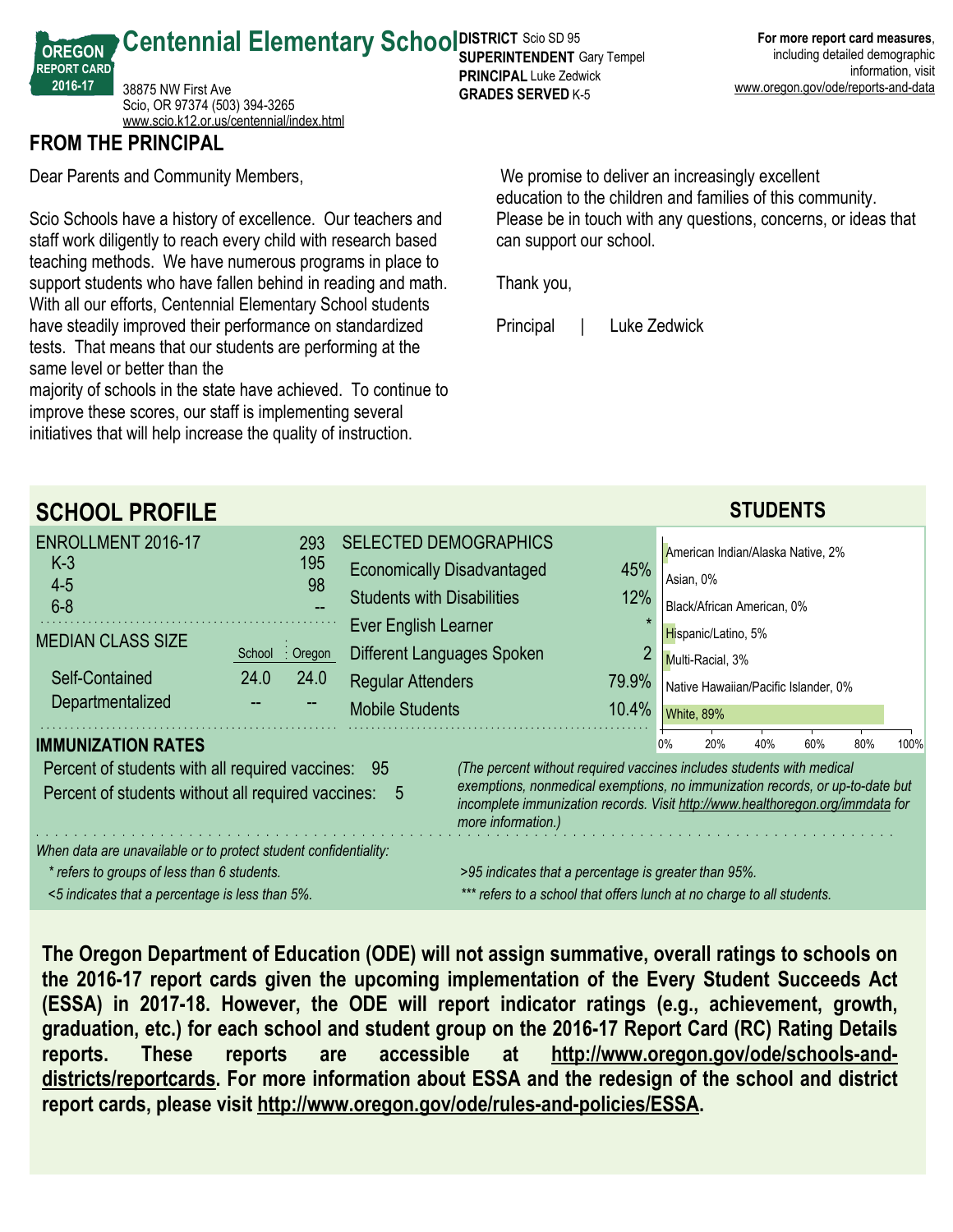# Centennial Elementary School

OREGON REPORT CARD 2016-17

38875 NW First Ave
Scio, OR 97374 (503) 394-3265
www.scio.k12.or.us/centennial/index.html

**DISTRICT** Scio SD 95
**SUPERINTENDENT** Gary Tempel
**PRINCIPAL** Luke Zedwick
**GRADES SERVED** K-5

**For more report card measures**, including detailed demographic information, visit www.oregon.gov/ode/reports-and-data

## FROM THE PRINCIPAL

Dear Parents and Community Members,

Scio Schools have a history of excellence. Our teachers and staff work diligently to reach every child with research based teaching methods. We have numerous programs in place to support students who have fallen behind in reading and math. With all our efforts, Centennial Elementary School students have steadily improved their performance on standardized tests. That means that our students are performing at the same level or better than the majority of schools in the state have achieved. To continue to improve these scores, our staff is implementing several initiatives that will help increase the quality of instruction.

We promise to deliver an increasingly excellent education to the children and families of this community. Please be in touch with any questions, concerns, or ideas that can support our school.

Thank you,

Principal | Luke Zedwick

## SCHOOL PROFILE

| ENROLLMENT 2016-17 | 293 |
|---|---|
| K-3 | 195 |
| 4-5 | 98 |
| 6-8 | -- |

| MEDIAN CLASS SIZE | School | Oregon |
|---|---|---|
| Self-Contained | 24.0 | 24.0 |
| Departmentalized | -- | -- |

| SELECTED DEMOGRAPHICS | |
|---|---|
| Economically Disadvantaged | 45% |
| Students with Disabilities | 12% |
| Ever English Learner | * |
| Different Languages Spoken | 2 |
| Regular Attenders | 79.9% |
| Mobile Students | 10.4% |

### STUDENTS

| Race/Ethnicity | Percent |
|---|---|
| American Indian/Alaska Native | 2% |
| Asian | 0% |
| Black/African American | 0% |
| Hispanic/Latino | 5% |
| Multi-Racial | 3% |
| Native Hawaiian/Pacific Islander | 0% |
| White | 89% |

### IMMUNIZATION RATES

Percent of students with all required vaccines: 95
Percent of students without all required vaccines: 5

*(The percent without required vaccines includes students with medical exemptions, nonmedical exemptions, no immunization records, or up-to-date but incomplete immunization records. Visit http://www.healthoregon.org/immdata for more information.)*

*When data are unavailable or to protect student confidentiality:*
* refers to groups of less than 6 students.*
*<5 indicates that a percentage is less than 5%.*
*>95 indicates that a percentage is greater than 95%.*
**** refers to a school that offers lunch at no charge to all students.*

**The Oregon Department of Education (ODE) will not assign summative, overall ratings to schools on the 2016-17 report cards given the upcoming implementation of the Every Student Succeeds Act (ESSA) in 2017-18. However, the ODE will report indicator ratings (e.g., achievement, growth, graduation, etc.) for each school and student group on the 2016-17 Report Card (RC) Rating Details reports. These reports are accessible at http://www.oregon.gov/ode/schools-and-districts/reportcards. For more information about ESSA and the redesign of the school and district report cards, please visit http://www.oregon.gov/ode/rules-and-policies/ESSA.**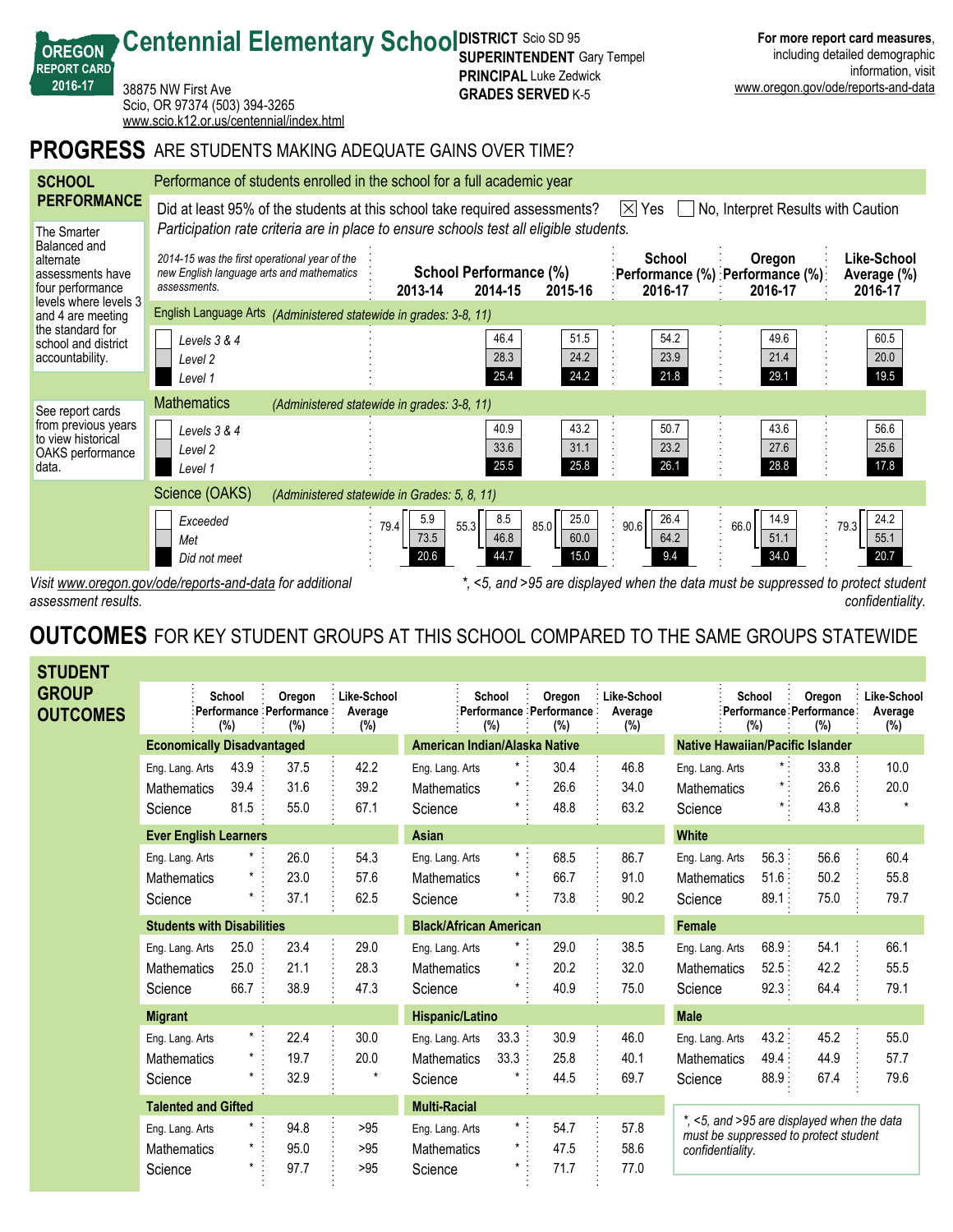# Centennial Elementary School

OREGON REPORT CARD 2016-17

38875 NW First Ave
Scio, OR 97374 (503) 394-3265
www.scio.k12.or.us/centennial/index.html

**DISTRICT** Scio SD 95
**SUPERINTENDENT** Gary Tempel
**PRINCIPAL** Luke Zedwick
**GRADES SERVED** K-5

For more report card measures, including detailed demographic information, visit www.oregon.gov/ode/reports-and-data

## PROGRESS ARE STUDENTS MAKING ADEQUATE GAINS OVER TIME?

### SCHOOL PERFORMANCE

Performance of students enrolled in the school for a full academic year

Did at least 95% of the students at this school take required assessments? ☒ Yes ☐ No, Interpret Results with Caution

*Participation rate criteria are in place to ensure schools test all eligible students.*

The Smarter Balanced and alternate assessments have four performance levels where levels 3 and 4 are meeting the standard for school and district accountability.

See report cards from previous years to view historical OAKS performance data.

*2014-15 was the first operational year of the new English language arts and mathematics assessments.*

| | School Performance (%) 2013-14 | 2014-15 | 2015-16 | School Performance (%) 2016-17 | Oregon Performance (%) 2016-17 | Like-School Average (%) 2016-17 |
|---|---|---|---|---|---|---|
| **English Language Arts** *(Administered statewide in grades: 3-8, 11)* | | | | | | |
| Levels 3 & 4 | | 46.4 | 51.5 | 54.2 | 49.6 | 60.5 |
| Level 2 | | 28.3 | 24.2 | 23.9 | 21.4 | 20.0 |
| Level 1 | | 25.4 | 24.2 | 21.8 | 29.1 | 19.5 |
| **Mathematics** *(Administered statewide in grades: 3-8, 11)* | | | | | | |
| Levels 3 & 4 | | 40.9 | 43.2 | 50.7 | 43.6 | 56.6 |
| Level 2 | | 33.6 | 31.1 | 23.2 | 27.6 | 25.6 |
| Level 1 | | 25.5 | 25.8 | 26.1 | 28.8 | 17.8 |
| **Science (OAKS)** *(Administered statewide in Grades: 5, 8, 11)* | | | | | | |
| Exceeded | 5.9 | 8.5 | 25.0 | 26.4 | 14.9 | 24.2 |
| Met | 73.5 | 46.8 | 60.0 | 64.2 | 51.1 | 55.1 |
| (Exceeded + Met) | 79.4 | 55.3 | 85.0 | 90.6 | 66.0 | 79.3 |
| Did not meet | 20.6 | 44.7 | 15.0 | 9.4 | 34.0 | 20.7 |

*Visit www.oregon.gov/ode/reports-and-data for additional assessment results.*

*\*, <5, and >95 are displayed when the data must be suppressed to protect student confidentiality.*

## OUTCOMES FOR KEY STUDENT GROUPS AT THIS SCHOOL COMPARED TO THE SAME GROUPS STATEWIDE

### STUDENT GROUP OUTCOMES

| Student Group | Subject | School Performance (%) | Oregon Performance (%) | Like-School Average (%) |
|---|---|---|---|---|
| **Economically Disadvantaged** | Eng. Lang. Arts | 43.9 | 37.5 | 42.2 |
| | Mathematics | 39.4 | 31.6 | 39.2 |
| | Science | 81.5 | 55.0 | 67.1 |
| **Ever English Learners** | Eng. Lang. Arts | * | 26.0 | 54.3 |
| | Mathematics | * | 23.0 | 57.6 |
| | Science | * | 37.1 | 62.5 |
| **Students with Disabilities** | Eng. Lang. Arts | 25.0 | 23.4 | 29.0 |
| | Mathematics | 25.0 | 21.1 | 28.3 |
| | Science | 66.7 | 38.9 | 47.3 |
| **Migrant** | Eng. Lang. Arts | * | 22.4 | 30.0 |
| | Mathematics | * | 19.7 | 20.0 |
| | Science | * | 32.9 | * |
| **Talented and Gifted** | Eng. Lang. Arts | * | 94.8 | >95 |
| | Mathematics | * | 95.0 | >95 |
| | Science | * | 97.7 | >95 |
| **American Indian/Alaska Native** | Eng. Lang. Arts | * | 30.4 | 46.8 |
| | Mathematics | * | 26.6 | 34.0 |
| | Science | * | 48.8 | 63.2 |
| **Asian** | Eng. Lang. Arts | * | 68.5 | 86.7 |
| | Mathematics | * | 66.7 | 91.0 |
| | Science | * | 73.8 | 90.2 |
| **Black/African American** | Eng. Lang. Arts | * | 29.0 | 38.5 |
| | Mathematics | * | 20.2 | 32.0 |
| | Science | * | 40.9 | 75.0 |
| **Hispanic/Latino** | Eng. Lang. Arts | 33.3 | 30.9 | 46.0 |
| | Mathematics | 33.3 | 25.8 | 40.1 |
| | Science | * | 44.5 | 69.7 |
| **Multi-Racial** | Eng. Lang. Arts | * | 54.7 | 57.8 |
| | Mathematics | * | 47.5 | 58.6 |
| | Science | * | 71.7 | 77.0 |
| **Native Hawaiian/Pacific Islander** | Eng. Lang. Arts | * | 33.8 | 10.0 |
| | Mathematics | * | 26.6 | 20.0 |
| | Science | * | 43.8 | * |
| **White** | Eng. Lang. Arts | 56.3 | 56.6 | 60.4 |
| | Mathematics | 51.6 | 50.2 | 55.8 |
| | Science | 89.1 | 75.0 | 79.7 |
| **Female** | Eng. Lang. Arts | 68.9 | 54.1 | 66.1 |
| | Mathematics | 52.5 | 42.2 | 55.5 |
| | Science | 92.3 | 64.4 | 79.1 |
| **Male** | Eng. Lang. Arts | 43.2 | 45.2 | 55.0 |
| | Mathematics | 49.4 | 44.9 | 57.7 |
| | Science | 88.9 | 67.4 | 79.6 |

*\*, <5, and >95 are displayed when the data must be suppressed to protect student confidentiality.*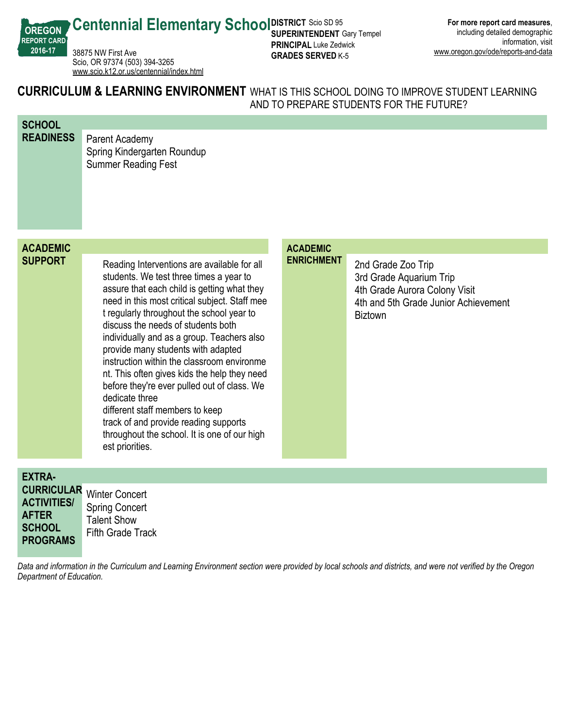# Centennial Elementary School

OREGON REPORT CARD 2016-17

38875 NW First Ave
Scio, OR 97374 (503) 394-3265
www.scio.k12.or.us/centennial/index.html

**DISTRICT** Scio SD 95
**SUPERINTENDENT** Gary Tempel
**PRINCIPAL** Luke Zedwick
**GRADES SERVED** K-5

**For more report card measures**, including detailed demographic information, visit www.oregon.gov/ode/reports-and-data

## CURRICULUM & LEARNING ENVIRONMENT

WHAT IS THIS SCHOOL DOING TO IMPROVE STUDENT LEARNING AND TO PREPARE STUDENTS FOR THE FUTURE?

### SCHOOL READINESS

Parent Academy
Spring Kindergarten Roundup
Summer Reading Fest

### ACADEMIC SUPPORT

Reading Interventions are available for all students. We test three times a year to assure that each child is getting what they need in this most critical subject. Staff mee t regularly throughout the school year to discuss the needs of students both individually and as a group. Teachers also provide many students with adapted instruction within the classroom environme nt. This often gives kids the help they need before they're ever pulled out of class. We dedicate three different staff members to keep track of and provide reading supports throughout the school. It is one of our high est priorities.

### ACADEMIC ENRICHMENT

2nd Grade Zoo Trip
3rd Grade Aquarium Trip
4th Grade Aurora Colony Visit
4th and 5th Grade Junior Achievement Biztown

### EXTRA-CURRICULAR ACTIVITIES/ AFTER SCHOOL PROGRAMS

Winter Concert
Spring Concert
Talent Show
Fifth Grade Track

*Data and information in the Curriculum and Learning Environment section were provided by local schools and districts, and were not verified by the Oregon Department of Education.*